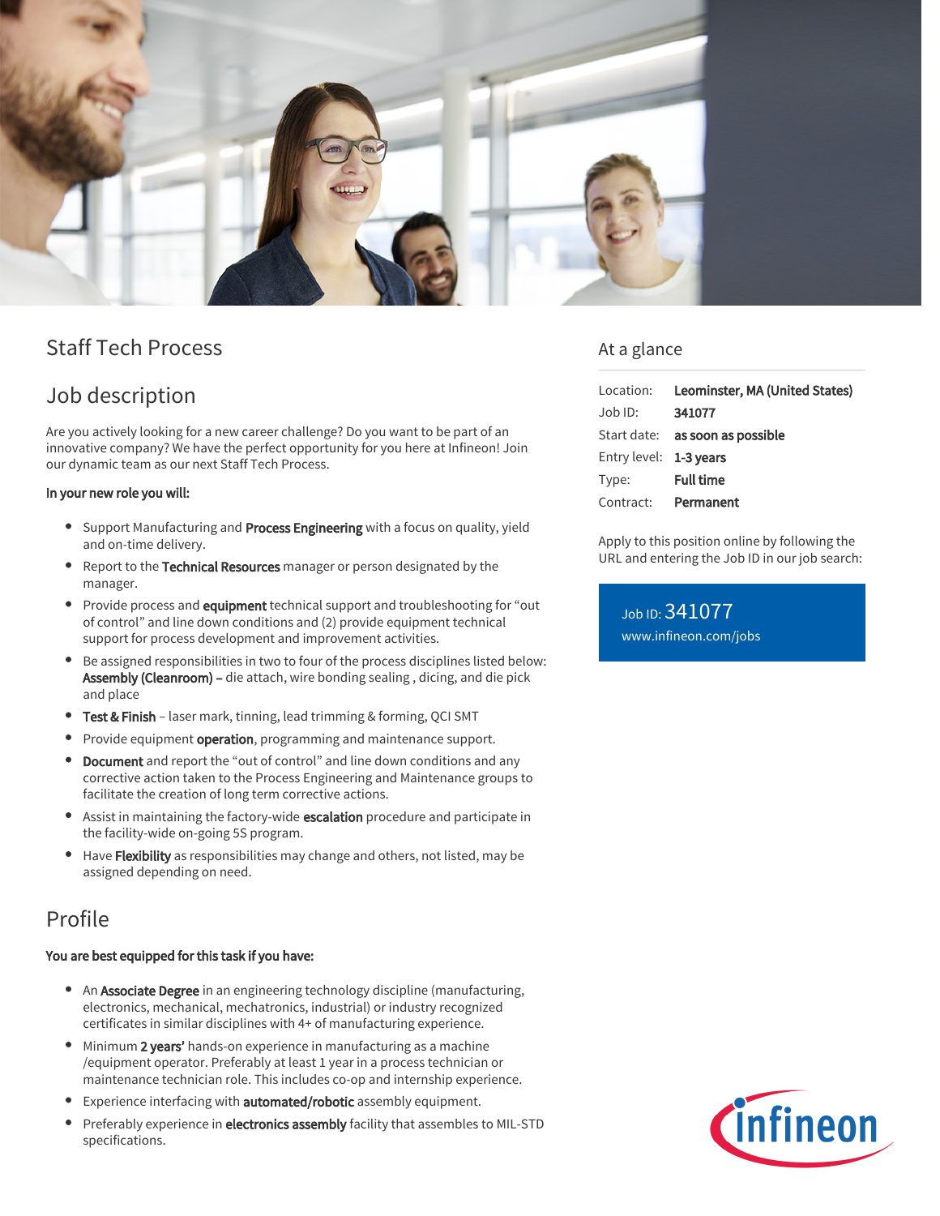# Staff Tech Process

## Job description

Are you actively looking for a new career challenge? Do you want to be part of an innovative company? We have the perfect opportunity for you here at Infineon! Join our dynamic team as our next Staff Tech Process.

**In your new role you will:**

- Support Manufacturing and **Process Engineering** with a focus on quality, yield and on-time delivery.
- Report to the **Technical Resources** manager or person designated by the manager.
- Provide process and **equipment** technical support and troubleshooting for "out of control" and line down conditions and (2) provide equipment technical support for process development and improvement activities.
- Be assigned responsibilities in two to four of the process disciplines listed below: **Assembly (Cleanroom) –** die attach, wire bonding sealing , dicing, and die pick and place
- **Test & Finish** – laser mark, tinning, lead trimming & forming, QCI SMT
- Provide equipment **operation**, programming and maintenance support.
- **Document** and report the "out of control" and line down conditions and any corrective action taken to the Process Engineering and Maintenance groups to facilitate the creation of long term corrective actions.
- Assist in maintaining the factory-wide **escalation** procedure and participate in the facility-wide on-going 5S program.
- Have **Flexibility** as responsibilities may change and others, not listed, may be assigned depending on need.

## Profile

**You are best equipped for this task if you have:**

- An **Associate Degree** in an engineering technology discipline (manufacturing, electronics, mechanical, mechatronics, industrial) or industry recognized certificates in similar disciplines with 4+ of manufacturing experience.
- Minimum **2 years'** hands-on experience in manufacturing as a machine /equipment operator. Preferably at least 1 year in a process technician or maintenance technician role. This includes co-op and internship experience.
- Experience interfacing with **automated/robotic** assembly equipment.
- Preferably experience in **electronics assembly** facility that assembles to MIL-STD specifications.

## At a glance

| | |
|---|---|
| Location: | **Leominster, MA (United States)** |
| Job ID: | **341077** |
| Start date: | **as soon as possible** |
| Entry level: | **1-3 years** |
| Type: | **Full time** |
| Contract: | **Permanent** |

Apply to this position online by following the URL and entering the Job ID in our job search:

Job ID: 341077
www.infineon.com/jobs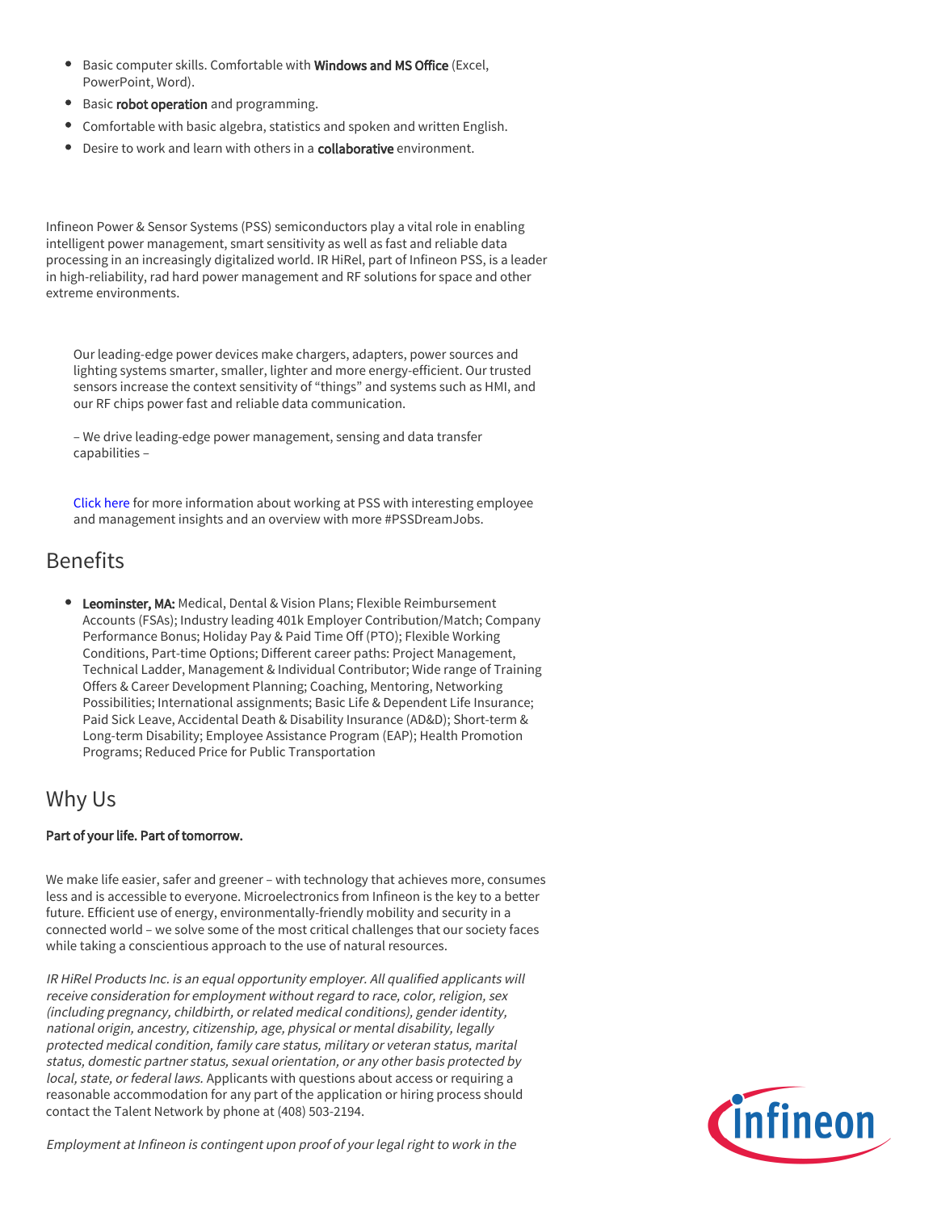- Basic computer skills. Comfortable with **Windows and MS Office** (Excel, PowerPoint, Word).
- Basic **robot operation** and programming.
- Comfortable with basic algebra, statistics and spoken and written English.
- Desire to work and learn with others in a **collaborative** environment.

Infineon Power & Sensor Systems (PSS) semiconductors play a vital role in enabling intelligent power management, smart sensitivity as well as fast and reliable data processing in an increasingly digitalized world. IR HiRel, part of Infineon PSS, is a leader in high-reliability, rad hard power management and RF solutions for space and other extreme environments.

Our leading-edge power devices make chargers, adapters, power sources and lighting systems smarter, smaller, lighter and more energy-efficient. Our trusted sensors increase the context sensitivity of "things" and systems such as HMI, and our RF chips power fast and reliable data communication.

– We drive leading-edge power management, sensing and data transfer capabilities –

Click here for more information about working at PSS with interesting employee and management insights and an overview with more #PSSDreamJobs.

## Benefits

- **Leominster, MA:** Medical, Dental & Vision Plans; Flexible Reimbursement Accounts (FSAs); Industry leading 401k Employer Contribution/Match; Company Performance Bonus; Holiday Pay & Paid Time Off (PTO); Flexible Working Conditions, Part-time Options; Different career paths: Project Management, Technical Ladder, Management & Individual Contributor; Wide range of Training Offers & Career Development Planning; Coaching, Mentoring, Networking Possibilities; International assignments; Basic Life & Dependent Life Insurance; Paid Sick Leave, Accidental Death & Disability Insurance (AD&D); Short-term & Long-term Disability; Employee Assistance Program (EAP); Health Promotion Programs; Reduced Price for Public Transportation

## Why Us

**Part of your life. Part of tomorrow.**

We make life easier, safer and greener – with technology that achieves more, consumes less and is accessible to everyone. Microelectronics from Infineon is the key to a better future. Efficient use of energy, environmentally-friendly mobility and security in a connected world – we solve some of the most critical challenges that our society faces while taking a conscientious approach to the use of natural resources.

*IR HiRel Products Inc. is an equal opportunity employer. All qualified applicants will receive consideration for employment without regard to race, color, religion, sex (including pregnancy, childbirth, or related medical conditions), gender identity, national origin, ancestry, citizenship, age, physical or mental disability, legally protected medical condition, family care status, military or veteran status, marital status, domestic partner status, sexual orientation, or any other basis protected by local, state, or federal laws.* Applicants with questions about access or requiring a reasonable accommodation for any part of the application or hiring process should contact the Talent Network by phone at (408) 503-2194.

*Employment at Infineon is contingent upon proof of your legal right to work in the*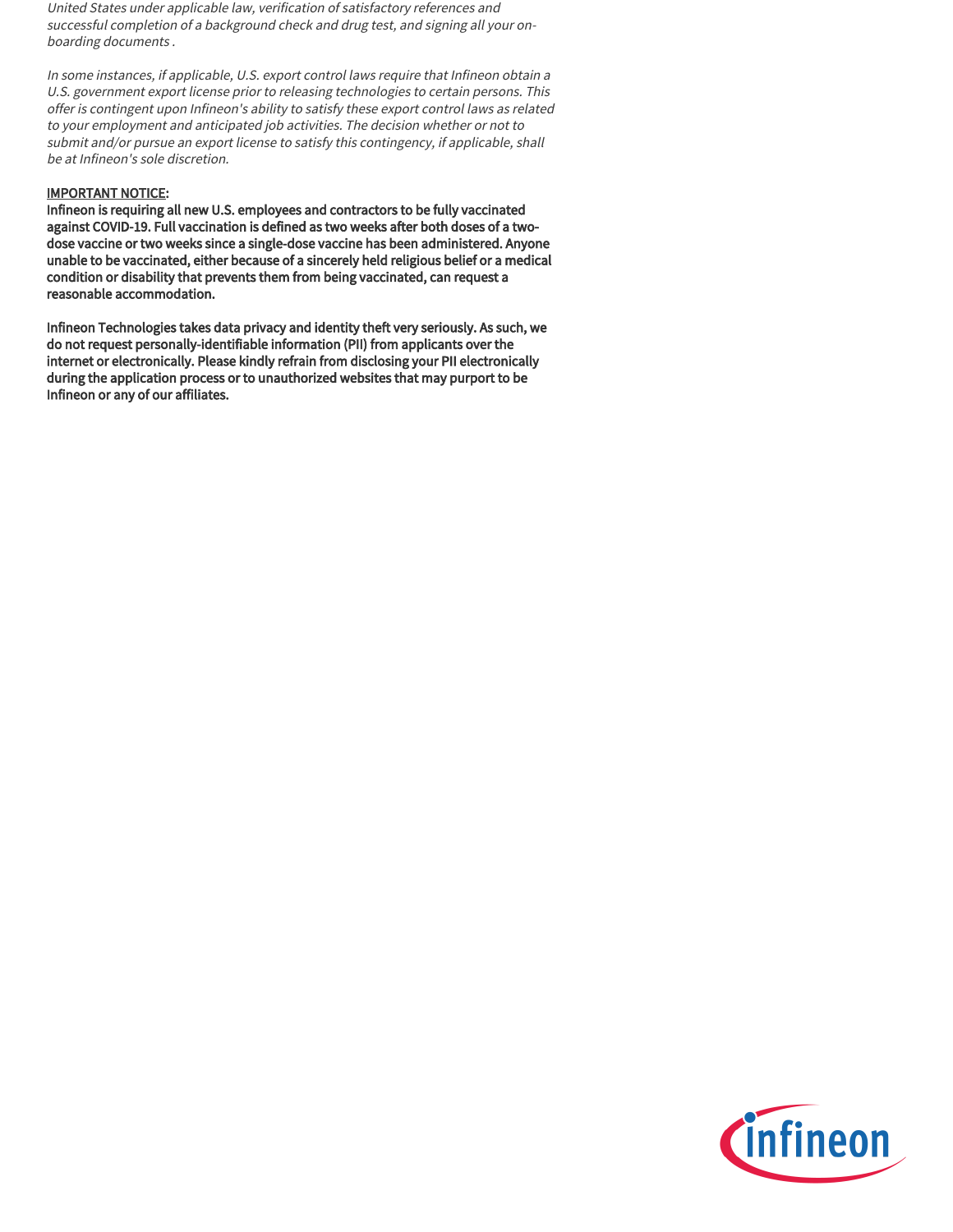*United States under applicable law, verification of satisfactory references and successful completion of a background check and drug test, and signing all your on-boarding documents .*

*In some instances, if applicable, U.S. export control laws require that Infineon obtain a U.S. government export license prior to releasing technologies to certain persons. This offer is contingent upon Infineon's ability to satisfy these export control laws as related to your employment and anticipated job activities. The decision whether or not to submit and/or pursue an export license to satisfy this contingency, if applicable, shall be at Infineon's sole discretion.*

**IMPORTANT NOTICE:**
**Infineon is requiring all new U.S. employees and contractors to be fully vaccinated against COVID-19. Full vaccination is defined as two weeks after both doses of a two-dose vaccine or two weeks since a single-dose vaccine has been administered. Anyone unable to be vaccinated, either because of a sincerely held religious belief or a medical condition or disability that prevents them from being vaccinated, can request a reasonable accommodation.**

**Infineon Technologies takes data privacy and identity theft very seriously. As such, we do not request personally-identifiable information (PII) from applicants over the internet or electronically. Please kindly refrain from disclosing your PII electronically during the application process or to unauthorized websites that may purport to be Infineon or any of our affiliates.**